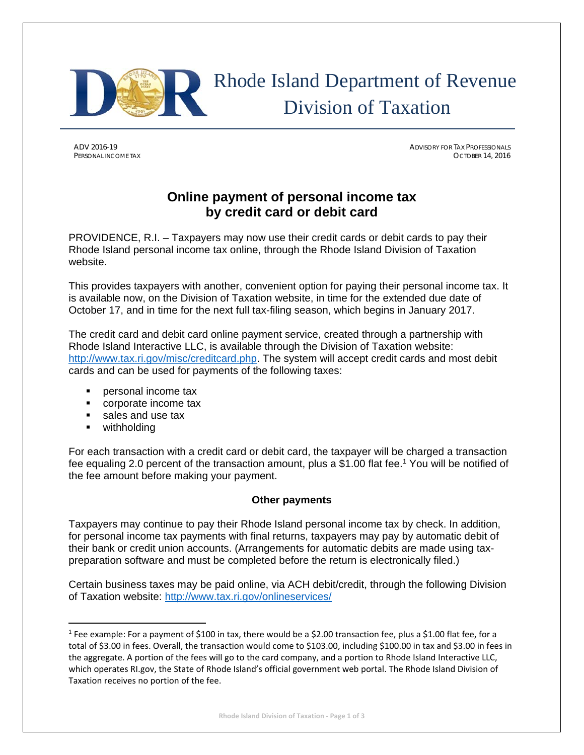# Rhode Island Department of Revenue Division of Taxation

ADV 2016-19
PERSONAL INCOME TAX

ADVISORY FOR TAX PROFESSIONALS
OCTOBER 14, 2016

## Online payment of personal income tax by credit card or debit card

PROVIDENCE, R.I. – Taxpayers may now use their credit cards or debit cards to pay their Rhode Island personal income tax online, through the Rhode Island Division of Taxation website.

This provides taxpayers with another, convenient option for paying their personal income tax. It is available now, on the Division of Taxation website, in time for the extended due date of October 17, and in time for the next full tax-filing season, which begins in January 2017.

The credit card and debit card online payment service, created through a partnership with Rhode Island Interactive LLC, is available through the Division of Taxation website: http://www.tax.ri.gov/misc/creditcard.php. The system will accept credit cards and most debit cards and can be used for payments of the following taxes:

- personal income tax
- corporate income tax
- sales and use tax
- withholding

For each transaction with a credit card or debit card, the taxpayer will be charged a transaction fee equaling 2.0 percent of the transaction amount, plus a $1.00 flat fee.[1] You will be notified of the fee amount before making your payment.

### Other payments

Taxpayers may continue to pay their Rhode Island personal income tax by check. In addition, for personal income tax payments with final returns, taxpayers may pay by automatic debit of their bank or credit union accounts. (Arrangements for automatic debits are made using tax-preparation software and must be completed before the return is electronically filed.)

Certain business taxes may be paid online, via ACH debit/credit, through the following Division of Taxation website: http://www.tax.ri.gov/onlineservices/

[1] Fee example: For a payment of $100 in tax, there would be a $2.00 transaction fee, plus a $1.00 flat fee, for a total of $3.00 in fees. Overall, the transaction would come to $103.00, including $100.00 in tax and $3.00 in fees in the aggregate. A portion of the fees will go to the card company, and a portion to Rhode Island Interactive LLC, which operates RI.gov, the State of Rhode Island's official government web portal. The Rhode Island Division of Taxation receives no portion of the fee.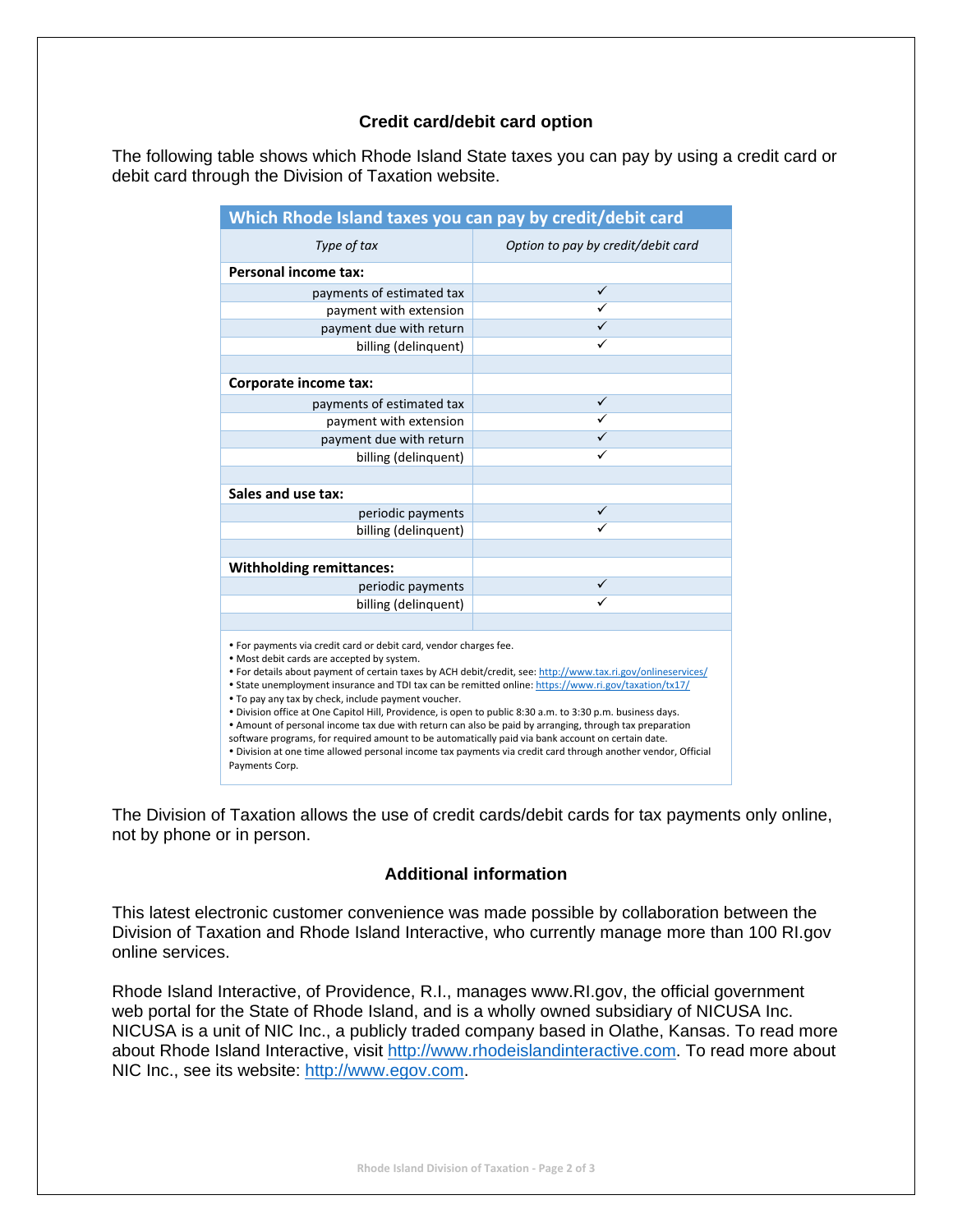### Credit card/debit card option

The following table shows which Rhode Island State taxes you can pay by using a credit card or debit card through the Division of Taxation website.

| Which Rhode Island taxes you can pay by credit/debit card | |
|---|---|
| *Type of tax* | *Option to pay by credit/debit card* |
| **Personal income tax:** | |
| payments of estimated tax | ✓ |
| payment with extension | ✓ |
| payment due with return | ✓ |
| billing (delinquent) | ✓ |
| | |
| **Corporate income tax:** | |
| payments of estimated tax | ✓ |
| payment with extension | ✓ |
| payment due with return | ✓ |
| billing (delinquent) | ✓ |
| | |
| **Sales and use tax:** | |
| periodic payments | ✓ |
| billing (delinquent) | ✓ |
| | |
| **Withholding remittances:** | |
| periodic payments | ✓ |
| billing (delinquent) | ✓ |

- For payments via credit card or debit card, vendor charges fee.
- Most debit cards are accepted by system.
- For details about payment of certain taxes by ACH debit/credit, see: http://www.tax.ri.gov/onlineservices/
- State unemployment insurance and TDI tax can be remitted online: https://www.ri.gov/taxation/tx17/
- To pay any tax by check, include payment voucher.
- Division office at One Capitol Hill, Providence, is open to public 8:30 a.m. to 3:30 p.m. business days.
- Amount of personal income tax due with return can also be paid by arranging, through tax preparation software programs, for required amount to be automatically paid via bank account on certain date.
- Division at one time allowed personal income tax payments via credit card through another vendor, Official Payments Corp.

The Division of Taxation allows the use of credit cards/debit cards for tax payments only online, not by phone or in person.

### Additional information

This latest electronic customer convenience was made possible by collaboration between the Division of Taxation and Rhode Island Interactive, who currently manage more than 100 RI.gov online services.

Rhode Island Interactive, of Providence, R.I., manages www.RI.gov, the official government web portal for the State of Rhode Island, and is a wholly owned subsidiary of NICUSA Inc. NICUSA is a unit of NIC Inc., a publicly traded company based in Olathe, Kansas. To read more about Rhode Island Interactive, visit http://www.rhodeislandinteractive.com. To read more about NIC Inc., see its website: http://www.egov.com.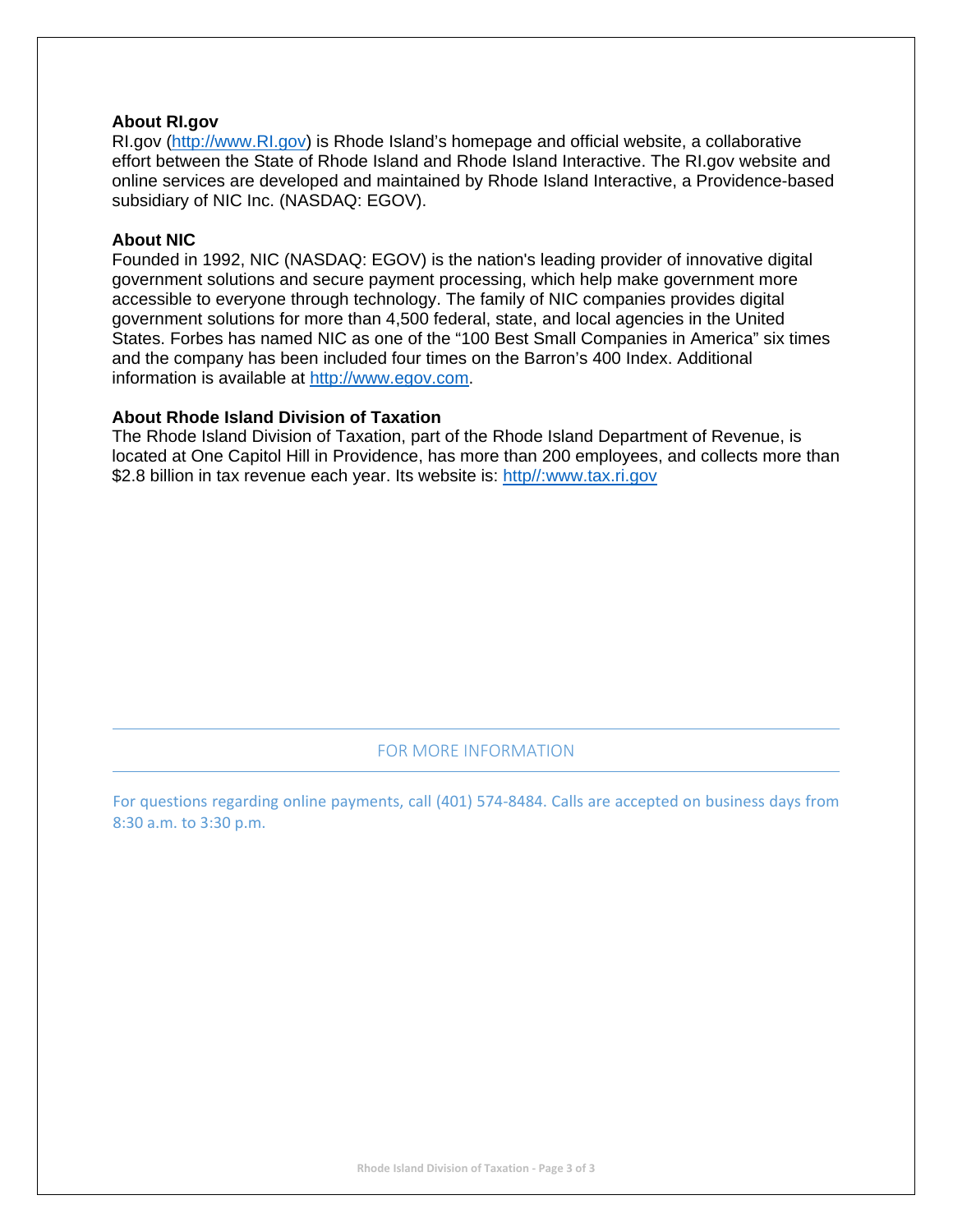**About RI.gov**

RI.gov (http://www.RI.gov) is Rhode Island's homepage and official website, a collaborative effort between the State of Rhode Island and Rhode Island Interactive. The RI.gov website and online services are developed and maintained by Rhode Island Interactive, a Providence-based subsidiary of NIC Inc. (NASDAQ: EGOV).

**About NIC**

Founded in 1992, NIC (NASDAQ: EGOV) is the nation's leading provider of innovative digital government solutions and secure payment processing, which help make government more accessible to everyone through technology. The family of NIC companies provides digital government solutions for more than 4,500 federal, state, and local agencies in the United States. Forbes has named NIC as one of the "100 Best Small Companies in America" six times and the company has been included four times on the Barron's 400 Index. Additional information is available at http://www.egov.com.

**About Rhode Island Division of Taxation**

The Rhode Island Division of Taxation, part of the Rhode Island Department of Revenue, is located at One Capitol Hill in Providence, has more than 200 employees, and collects more than $2.8 billion in tax revenue each year. Its website is: http//:www.tax.ri.gov

---

FOR MORE INFORMATION

---

For questions regarding online payments, call (401) 574-8484. Calls are accepted on business days from 8:30 a.m. to 3:30 p.m.